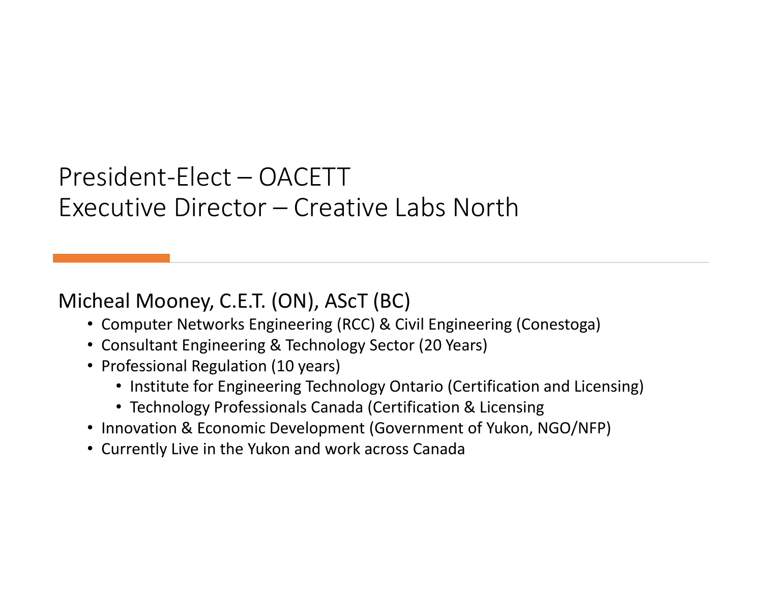# President-Elect – OACETT
# Executive Director – Creative Labs North

## Micheal Mooney, C.E.T. (ON), AScT (BC)

- Computer Networks Engineering (RCC) & Civil Engineering (Conestoga)
- Consultant Engineering & Technology Sector (20 Years)
- Professional Regulation (10 years)
  - Institute for Engineering Technology Ontario (Certification and Licensing)
  - Technology Professionals Canada (Certification & Licensing
- Innovation & Economic Development (Government of Yukon, NGO/NFP)
- Currently Live in the Yukon and work across Canada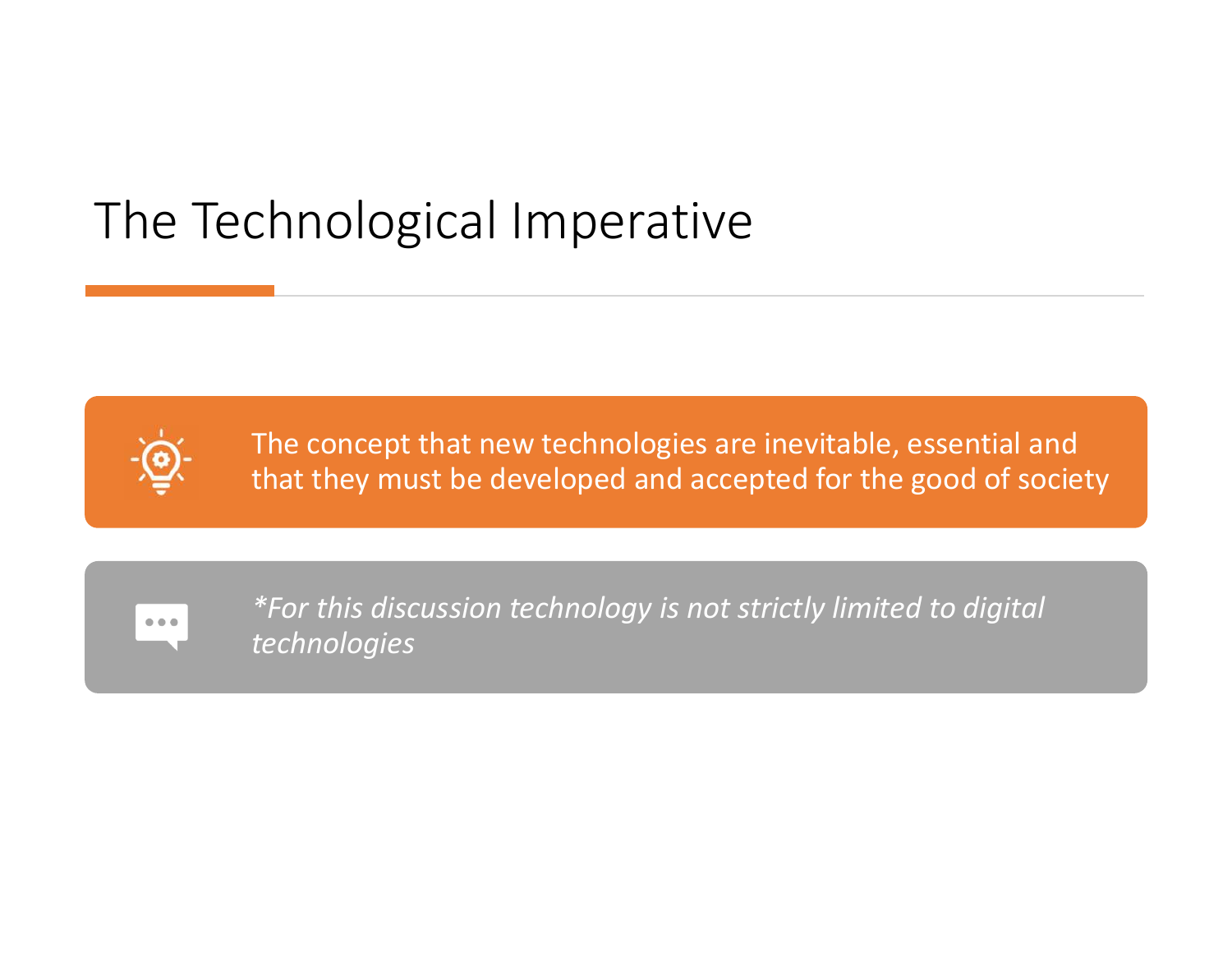# The Technological Imperative

The concept that new technologies are inevitable, essential and that they must be developed and accepted for the good of society

**For this discussion technology is not strictly limited to digital technologies*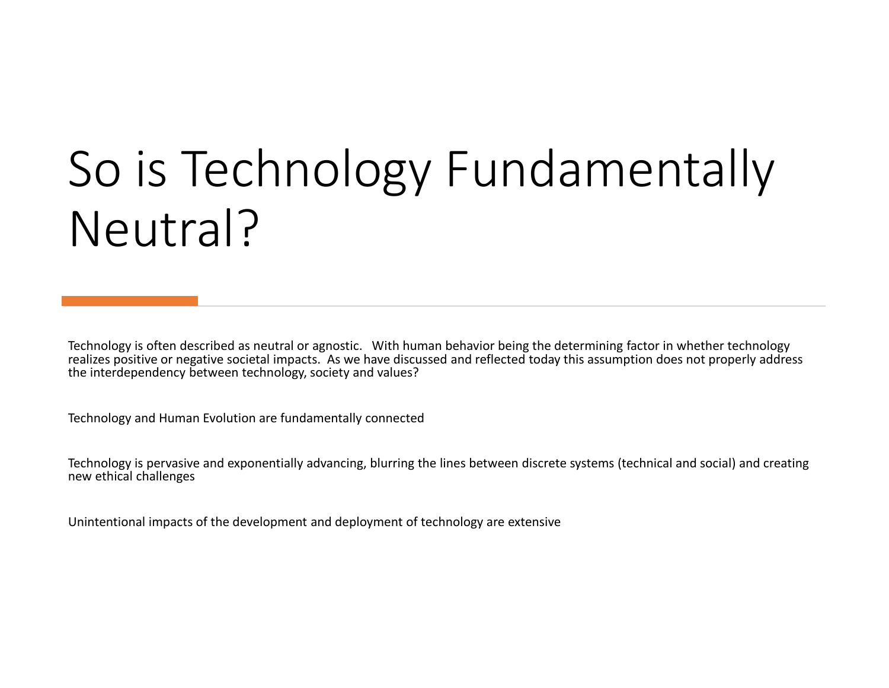# So is Technology Fundamentally Neutral?

Technology is often described as neutral or agnostic. With human behavior being the determining factor in whether technology realizes positive or negative societal impacts. As we have discussed and reflected today this assumption does not properly address the interdependency between technology, society and values?

Technology and Human Evolution are fundamentally connected

Technology is pervasive and exponentially advancing, blurring the lines between discrete systems (technical and social) and creating new ethical challenges

Unintentional impacts of the development and deployment of technology are extensive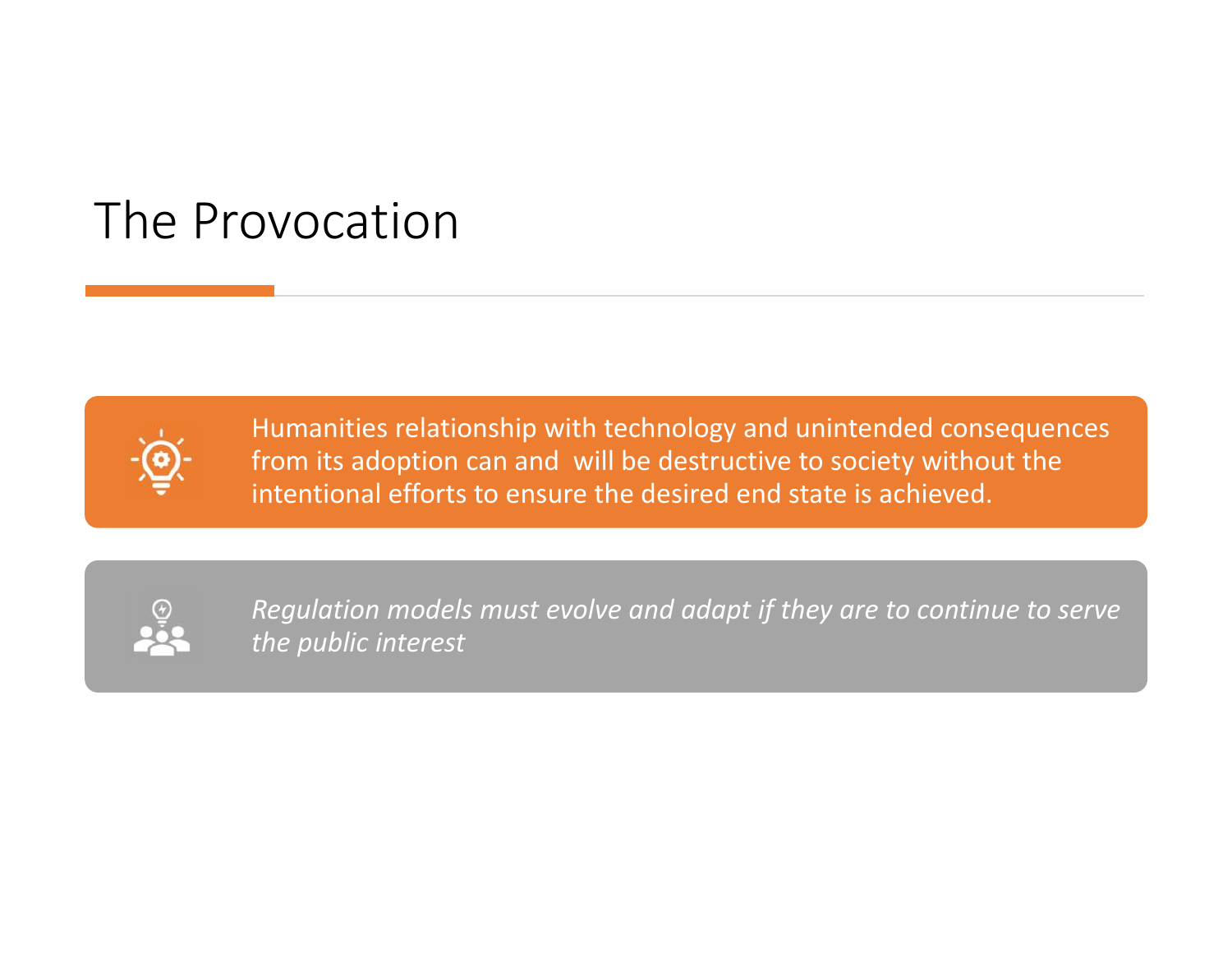# The Provocation

Humanities relationship with technology and unintended consequences from its adoption can and will be destructive to society without the intentional efforts to ensure the desired end state is achieved.

*Regulation models must evolve and adapt if they are to continue to serve the public interest*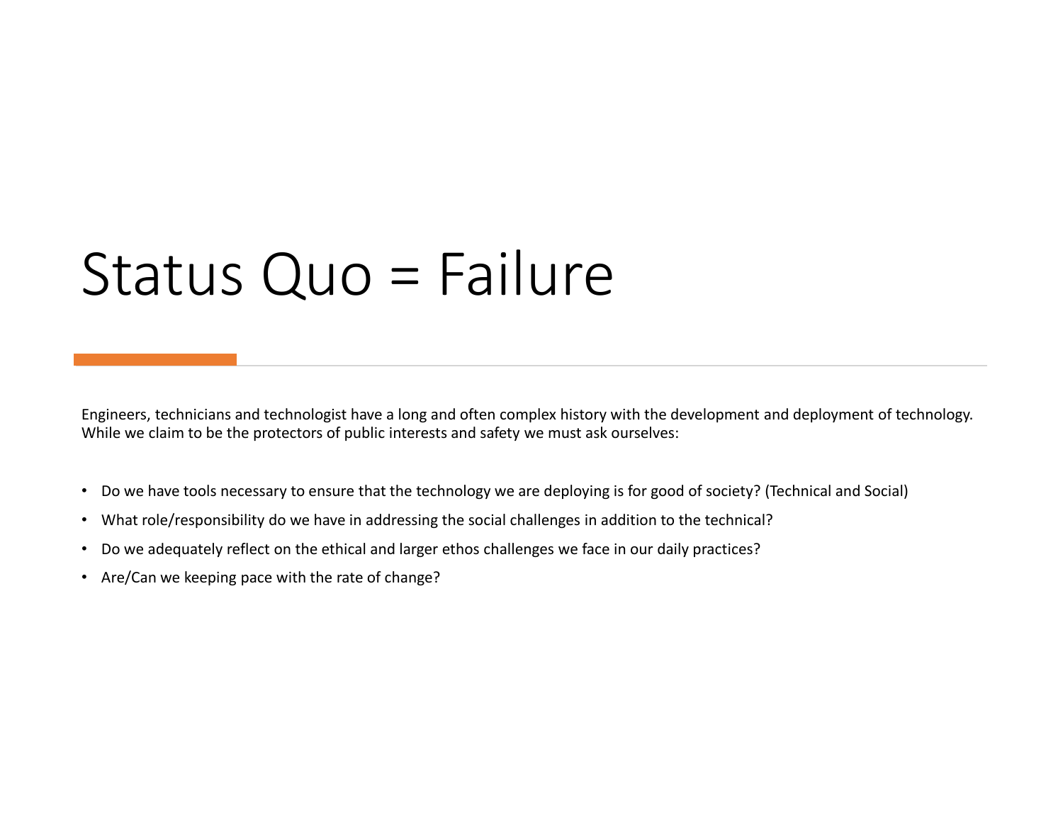# Status Quo = Failure

Engineers, technicians and technologist have a long and often complex history with the development and deployment of technology. While we claim to be the protectors of public interests and safety we must ask ourselves:

- Do we have tools necessary to ensure that the technology we are deploying is for good of society? (Technical and Social)
- What role/responsibility do we have in addressing the social challenges in addition to the technical?
- Do we adequately reflect on the ethical and larger ethos challenges we face in our daily practices?
- Are/Can we keeping pace with the rate of change?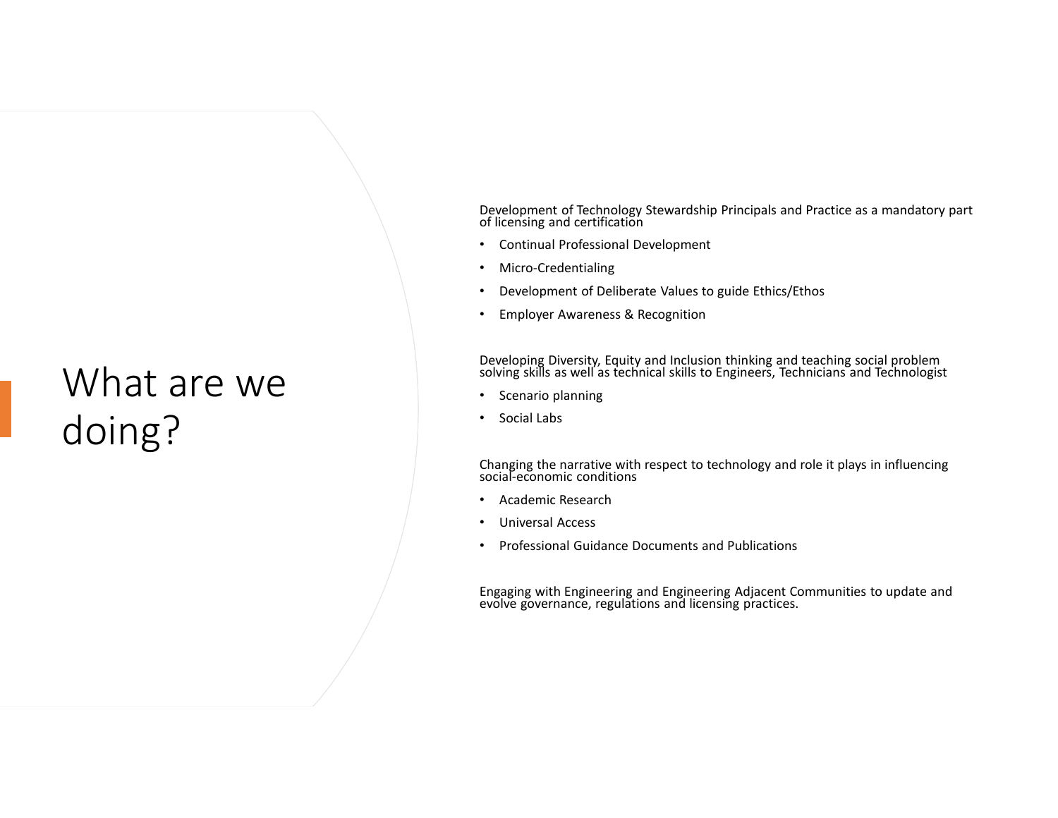# What are we doing?

Development of Technology Stewardship Principals and Practice as a mandatory part of licensing and certification

- Continual Professional Development
- Micro-Credentialing
- Development of Deliberate Values to guide Ethics/Ethos
- Employer Awareness & Recognition

Developing Diversity, Equity and Inclusion thinking and teaching social problem solving skills as well as technical skills to Engineers, Technicians and Technologist

- Scenario planning
- Social Labs

Changing the narrative with respect to technology and role it plays in influencing social-economic conditions

- Academic Research
- Universal Access
- Professional Guidance Documents and Publications

Engaging with Engineering and Engineering Adjacent Communities to update and evolve governance, regulations and licensing practices.